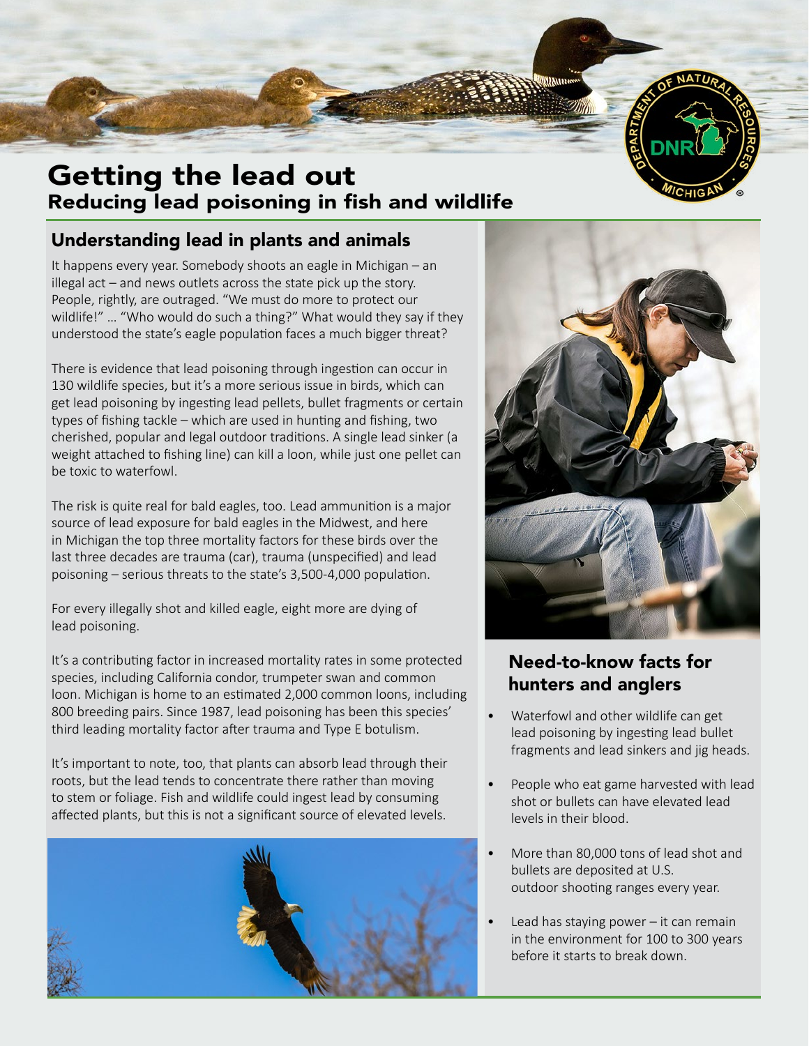# Getting the lead out

## Reducing lead poisoning in fish and wildlife

### Understanding lead in plants and animals

It happens every year. Somebody shoots an eagle in Michigan – an illegal act – and news outlets across the state pick up the story. People, rightly, are outraged. "We must do more to protect our wildlife!" … "Who would do such a thing?" What would they say if they understood the state's eagle population faces a much bigger threat?

There is evidence that lead poisoning through ingestion can occur in 130 wildlife species, but it's a more serious issue in birds, which can get lead poisoning by ingesting lead pellets, bullet fragments or certain types of fishing tackle – which are used in hunting and fishing, two cherished, popular and legal outdoor traditions. A single lead sinker (a weight attached to fishing line) can kill a loon, while just one pellet can be toxic to waterfowl.

The risk is quite real for bald eagles, too. Lead ammunition is a major source of lead exposure for bald eagles in the Midwest, and here in Michigan the top three mortality factors for these birds over the last three decades are trauma (car), trauma (unspecified) and lead poisoning – serious threats to the state's 3,500-4,000 population.

For every illegally shot and killed eagle, eight more are dying of lead poisoning.

It's a contributing factor in increased mortality rates in some protected species, including California condor, trumpeter swan and common loon. Michigan is home to an estimated 2,000 common loons, including 800 breeding pairs. Since 1987, lead poisoning has been this species' third leading mortality factor after trauma and Type E botulism.

It's important to note, too, that plants can absorb lead through their roots, but the lead tends to concentrate there rather than moving to stem or foliage. Fish and wildlife could ingest lead by consuming affected plants, but this is not a significant source of elevated levels.

### Need-to-know facts for hunters and anglers

- Waterfowl and other wildlife can get lead poisoning by ingesting lead bullet fragments and lead sinkers and jig heads.
- People who eat game harvested with lead shot or bullets can have elevated lead levels in their blood.
- More than 80,000 tons of lead shot and bullets are deposited at U.S. outdoor shooting ranges every year.
- Lead has staying power – it can remain in the environment for 100 to 300 years before it starts to break down.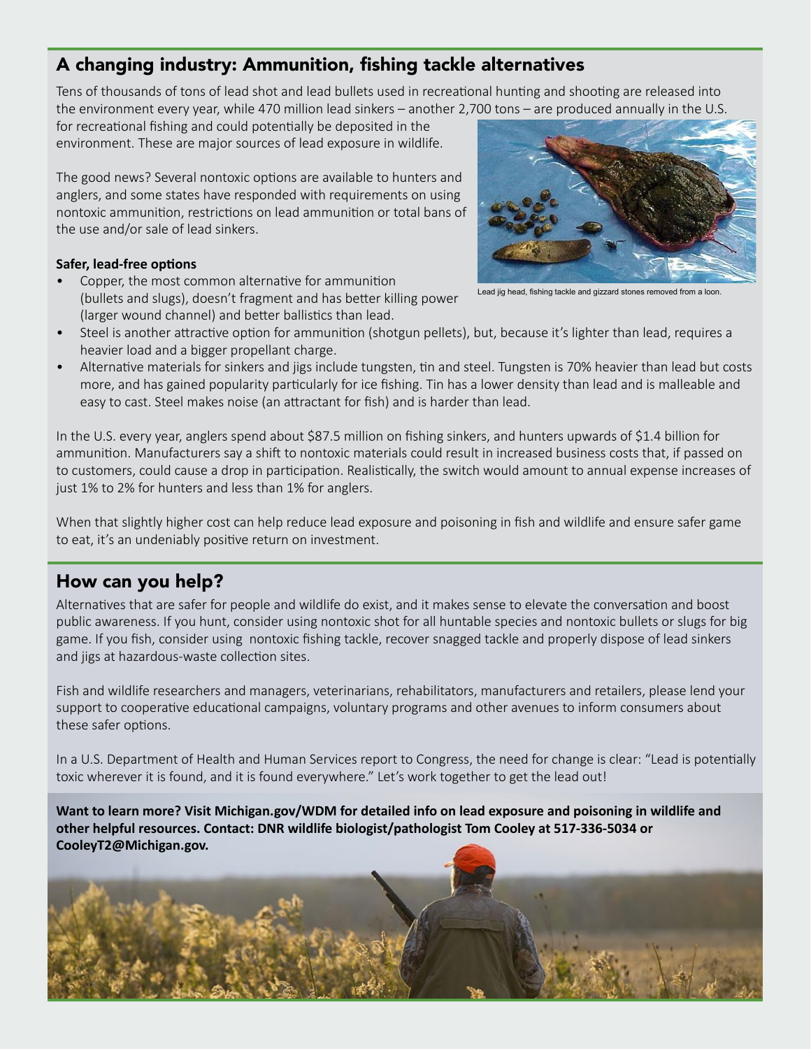## A changing industry: Ammunition, fishing tackle alternatives

Tens of thousands of tons of lead shot and lead bullets used in recreational hunting and shooting are released into the environment every year, while 470 million lead sinkers – another 2,700 tons – are produced annually in the U.S. for recreational fishing and could potentially be deposited in the environment. These are major sources of lead exposure in wildlife.

The good news? Several nontoxic options are available to hunters and anglers, and some states have responded with requirements on using nontoxic ammunition, restrictions on lead ammunition or total bans of the use and/or sale of lead sinkers.

Lead jig head, fishing tackle and gizzard stones removed from a loon.

**Safer, lead-free options**

- Copper, the most common alternative for ammunition (bullets and slugs), doesn't fragment and has better killing power (larger wound channel) and better ballistics than lead.
- Steel is another attractive option for ammunition (shotgun pellets), but, because it's lighter than lead, requires a heavier load and a bigger propellant charge.
- Alternative materials for sinkers and jigs include tungsten, tin and steel. Tungsten is 70% heavier than lead but costs more, and has gained popularity particularly for ice fishing. Tin has a lower density than lead and is malleable and easy to cast. Steel makes noise (an attractant for fish) and is harder than lead.

In the U.S. every year, anglers spend about $87.5 million on fishing sinkers, and hunters upwards of $1.4 billion for ammunition. Manufacturers say a shift to nontoxic materials could result in increased business costs that, if passed on to customers, could cause a drop in participation. Realistically, the switch would amount to annual expense increases of just 1% to 2% for hunters and less than 1% for anglers.

When that slightly higher cost can help reduce lead exposure and poisoning in fish and wildlife and ensure safer game to eat, it's an undeniably positive return on investment.

## How can you help?

Alternatives that are safer for people and wildlife do exist, and it makes sense to elevate the conversation and boost public awareness. If you hunt, consider using nontoxic shot for all huntable species and nontoxic bullets or slugs for big game. If you fish, consider using nontoxic fishing tackle, recover snagged tackle and properly dispose of lead sinkers and jigs at hazardous-waste collection sites.

Fish and wildlife researchers and managers, veterinarians, rehabilitators, manufacturers and retailers, please lend your support to cooperative educational campaigns, voluntary programs and other avenues to inform consumers about these safer options.

In a U.S. Department of Health and Human Services report to Congress, the need for change is clear: "Lead is potentially toxic wherever it is found, and it is found everywhere." Let's work together to get the lead out!

**Want to learn more? Visit Michigan.gov/WDM for detailed info on lead exposure and poisoning in wildlife and other helpful resources. Contact: DNR wildlife biologist/pathologist Tom Cooley at 517-336-5034 or CooleyT2@Michigan.gov.**